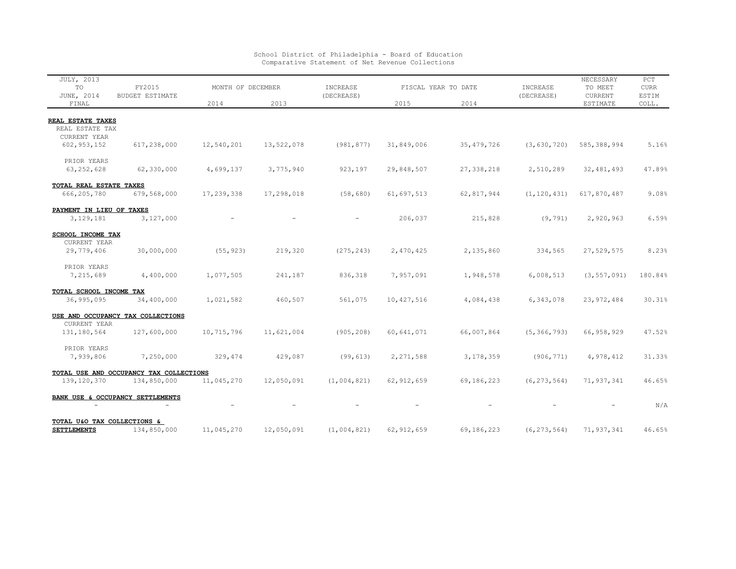School District of Philadelphia - Board of Education
Comparative Statement of Net Revenue Collections

| JULY, 2013 TO JUNE, 2014 FINAL | FY2015 BUDGET ESTIMATE | MONTH OF DECEMBER 2014 | MONTH OF DECEMBER 2013 | INCREASE (DECREASE) | FISCAL YEAR TO DATE 2015 | FISCAL YEAR TO DATE 2014 | INCREASE (DECREASE) | NECESSARY TO MEET CURRENT ESTIMATE | PCT CURR ESTIM COLL. |
|---|---|---|---|---|---|---|---|---|---|
| **REAL ESTATE TAXES** | | | | | | | | | |
| REAL ESTATE TAX | | | | | | | | | |
| CURRENT YEAR | | | | | | | | | |
| 602,953,152 | 617,238,000 | 12,540,201 | 13,522,078 | (981,877) | 31,849,006 | 35,479,726 | (3,630,720) | 585,388,994 | 5.16% |
| PRIOR YEARS | | | | | | | | | |
| 63,252,628 | 62,330,000 | 4,699,137 | 3,775,940 | 923,197 | 29,848,507 | 27,338,218 | 2,510,289 | 32,481,493 | 47.89% |
| **TOTAL REAL ESTATE TAXES** | | | | | | | | | |
| 666,205,780 | 679,568,000 | 17,239,338 | 17,298,018 | (58,680) | 61,697,513 | 62,817,944 | (1,120,431) | 617,870,487 | 9.08% |
| **PAYMENT IN LIEU OF TAXES** | | | | | | | | | |
| 3,129,181 | 3,127,000 | - | - | - | 206,037 | 215,828 | (9,791) | 2,920,963 | 6.59% |
| **SCHOOL INCOME TAX** | | | | | | | | | |
| CURRENT YEAR | | | | | | | | | |
| 29,779,406 | 30,000,000 | (55,923) | 219,320 | (275,243) | 2,470,425 | 2,135,860 | 334,565 | 27,529,575 | 8.23% |
| PRIOR YEARS | | | | | | | | | |
| 7,215,689 | 4,400,000 | 1,077,505 | 241,187 | 836,318 | 7,957,091 | 1,948,578 | 6,008,513 | (3,557,091) | 180.84% |
| **TOTAL SCHOOL INCOME TAX** | | | | | | | | | |
| 36,995,095 | 34,400,000 | 1,021,582 | 460,507 | 561,075 | 10,427,516 | 4,084,438 | 6,343,078 | 23,972,484 | 30.31% |
| **USE AND OCCUPANCY TAX COLLECTIONS** | | | | | | | | | |
| CURRENT YEAR | | | | | | | | | |
| 131,180,564 | 127,600,000 | 10,715,796 | 11,621,004 | (905,208) | 60,641,071 | 66,007,864 | (5,366,793) | 66,958,929 | 47.52% |
| PRIOR YEARS | | | | | | | | | |
| 7,939,806 | 7,250,000 | 329,474 | 429,087 | (99,613) | 2,271,588 | 3,178,359 | (906,771) | 4,978,412 | 31.33% |
| **TOTAL USE AND OCCUPANCY TAX COLLECTIONS** | | | | | | | | | |
| 139,120,370 | 134,850,000 | 11,045,270 | 12,050,091 | (1,004,821) | 62,912,659 | 69,186,223 | (6,273,564) | 71,937,341 | 46.65% |
| **BANK USE & OCCUPANCY SETTLEMENTS** | | | | | | | | | |
| - | - | - | - | - | - | - | - | - | N/A |
| **TOTAL U&O TAX COLLECTIONS & SETTLEMENTS** | 134,850,000 | 11,045,270 | 12,050,091 | (1,004,821) | 62,912,659 | 69,186,223 | (6,273,564) | 71,937,341 | 46.65% |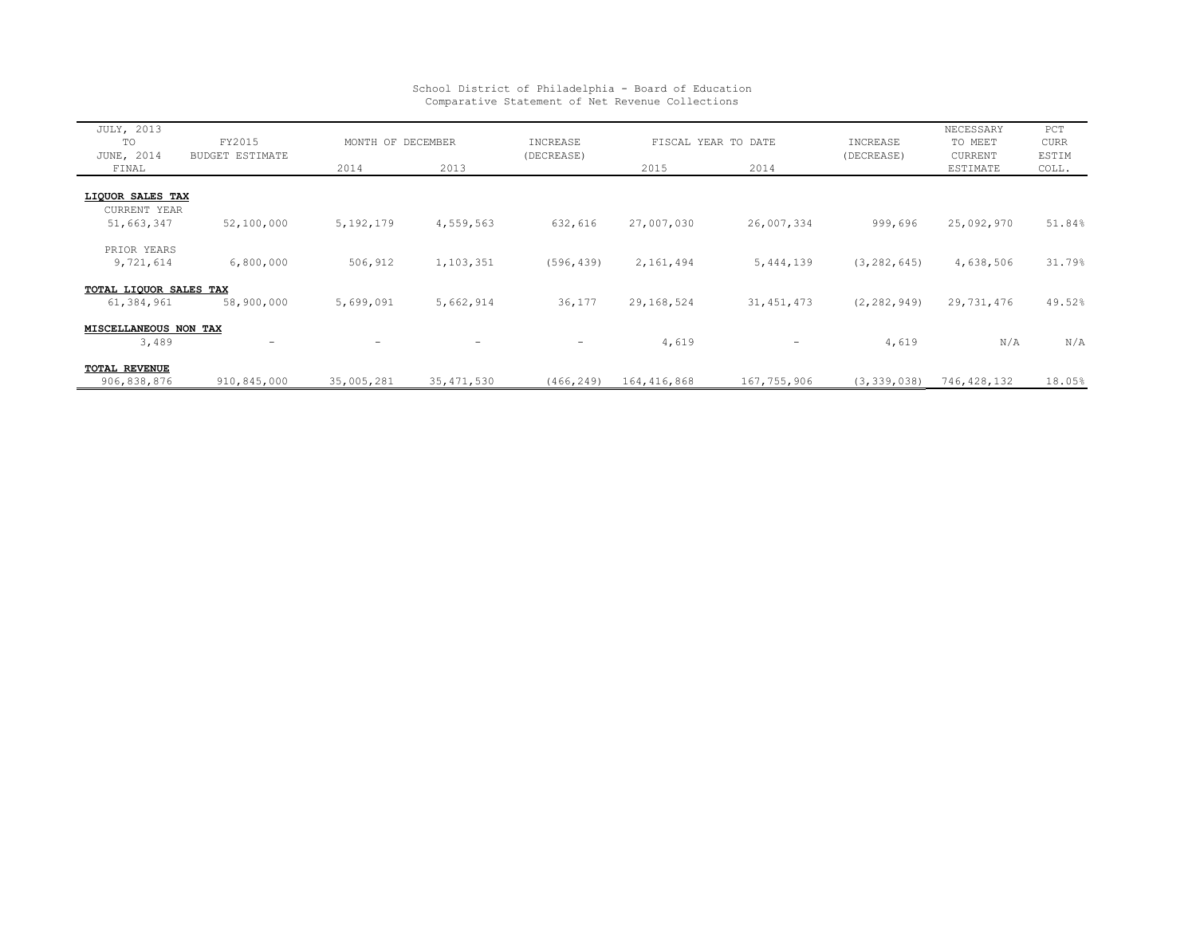School District of Philadelphia - Board of Education
Comparative Statement of Net Revenue Collections

| JULY, 2013 TO JUNE, 2014 FINAL | FY2015 BUDGET ESTIMATE | MONTH OF DECEMBER 2014 | MONTH OF DECEMBER 2013 | INCREASE (DECREASE) | FISCAL YEAR TO DATE 2015 | FISCAL YEAR TO DATE 2014 | INCREASE (DECREASE) | NECESSARY TO MEET CURRENT ESTIMATE | PCT CURR ESTIM COLL. |
|---|---|---|---|---|---|---|---|---|---|
| **LIQUOR SALES TAX** | | | | | | | | | |
| CURRENT YEAR | | | | | | | | | |
| 51,663,347 | 52,100,000 | 5,192,179 | 4,559,563 | 632,616 | 27,007,030 | 26,007,334 | 999,696 | 25,092,970 | 51.84% |
| PRIOR YEARS | | | | | | | | | |
| 9,721,614 | 6,800,000 | 506,912 | 1,103,351 | (596,439) | 2,161,494 | 5,444,139 | (3,282,645) | 4,638,506 | 31.79% |
| **TOTAL LIQUOR SALES TAX** | | | | | | | | | |
| 61,384,961 | 58,900,000 | 5,699,091 | 5,662,914 | 36,177 | 29,168,524 | 31,451,473 | (2,282,949) | 29,731,476 | 49.52% |
| **MISCELLANEOUS NON TAX** | | | | | | | | | |
| 3,489 | - | - | - | - | 4,619 | - | 4,619 | N/A | N/A |
| **TOTAL REVENUE** | | | | | | | | | |
| 906,838,876 | 910,845,000 | 35,005,281 | 35,471,530 | (466,249) | 164,416,868 | 167,755,906 | (3,339,038) | 746,428,132 | 18.05% |